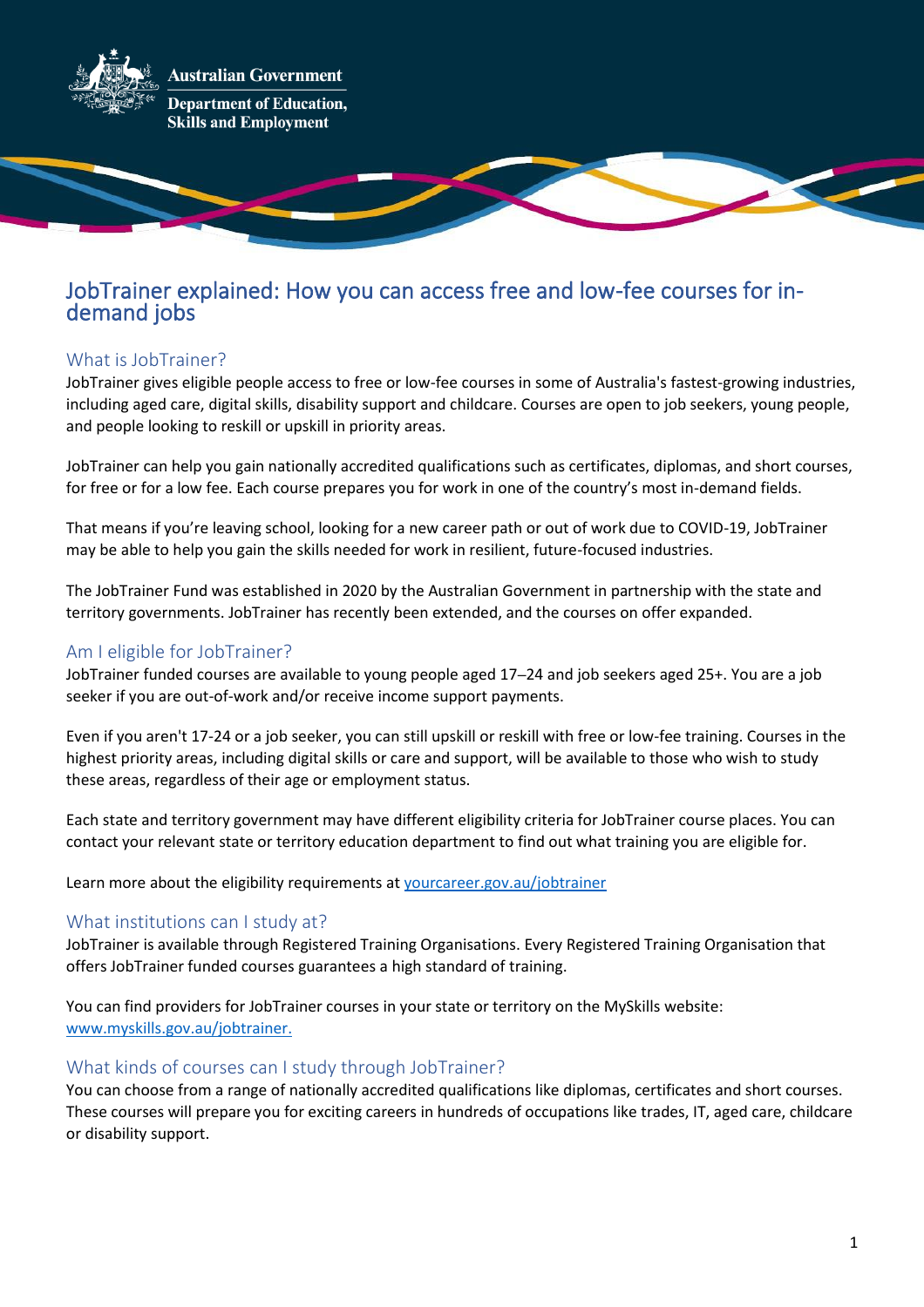Australian Government

Department of Education, Skills and Employment

# JobTrainer explained: How you can access free and low-fee courses for in-demand jobs

## What is JobTrainer?

JobTrainer gives eligible people access to free or low-fee courses in some of Australia's fastest-growing industries, including aged care, digital skills, disability support and childcare. Courses are open to job seekers, young people, and people looking to reskill or upskill in priority areas.

JobTrainer can help you gain nationally accredited qualifications such as certificates, diplomas, and short courses, for free or for a low fee. Each course prepares you for work in one of the country's most in-demand fields.

That means if you're leaving school, looking for a new career path or out of work due to COVID-19, JobTrainer may be able to help you gain the skills needed for work in resilient, future-focused industries.

The JobTrainer Fund was established in 2020 by the Australian Government in partnership with the state and territory governments. JobTrainer has recently been extended, and the courses on offer expanded.

## Am I eligible for JobTrainer?

JobTrainer funded courses are available to young people aged 17–24 and job seekers aged 25+. You are a job seeker if you are out-of-work and/or receive income support payments.

Even if you aren't 17-24 or a job seeker, you can still upskill or reskill with free or low-fee training. Courses in the highest priority areas, including digital skills or care and support, will be available to those who wish to study these areas, regardless of their age or employment status.

Each state and territory government may have different eligibility criteria for JobTrainer course places. You can contact your relevant state or territory education department to find out what training you are eligible for.

Learn more about the eligibility requirements at [yourcareer.gov.au/jobtrainer](yourcareer.gov.au/jobtrainer)

## What institutions can I study at?

JobTrainer is available through Registered Training Organisations. Every Registered Training Organisation that offers JobTrainer funded courses guarantees a high standard of training.

You can find providers for JobTrainer courses in your state or territory on the MySkills website: [www.myskills.gov.au/jobtrainer.](www.myskills.gov.au/jobtrainer)

## What kinds of courses can I study through JobTrainer?

You can choose from a range of nationally accredited qualifications like diplomas, certificates and short courses. These courses will prepare you for exciting careers in hundreds of occupations like trades, IT, aged care, childcare or disability support.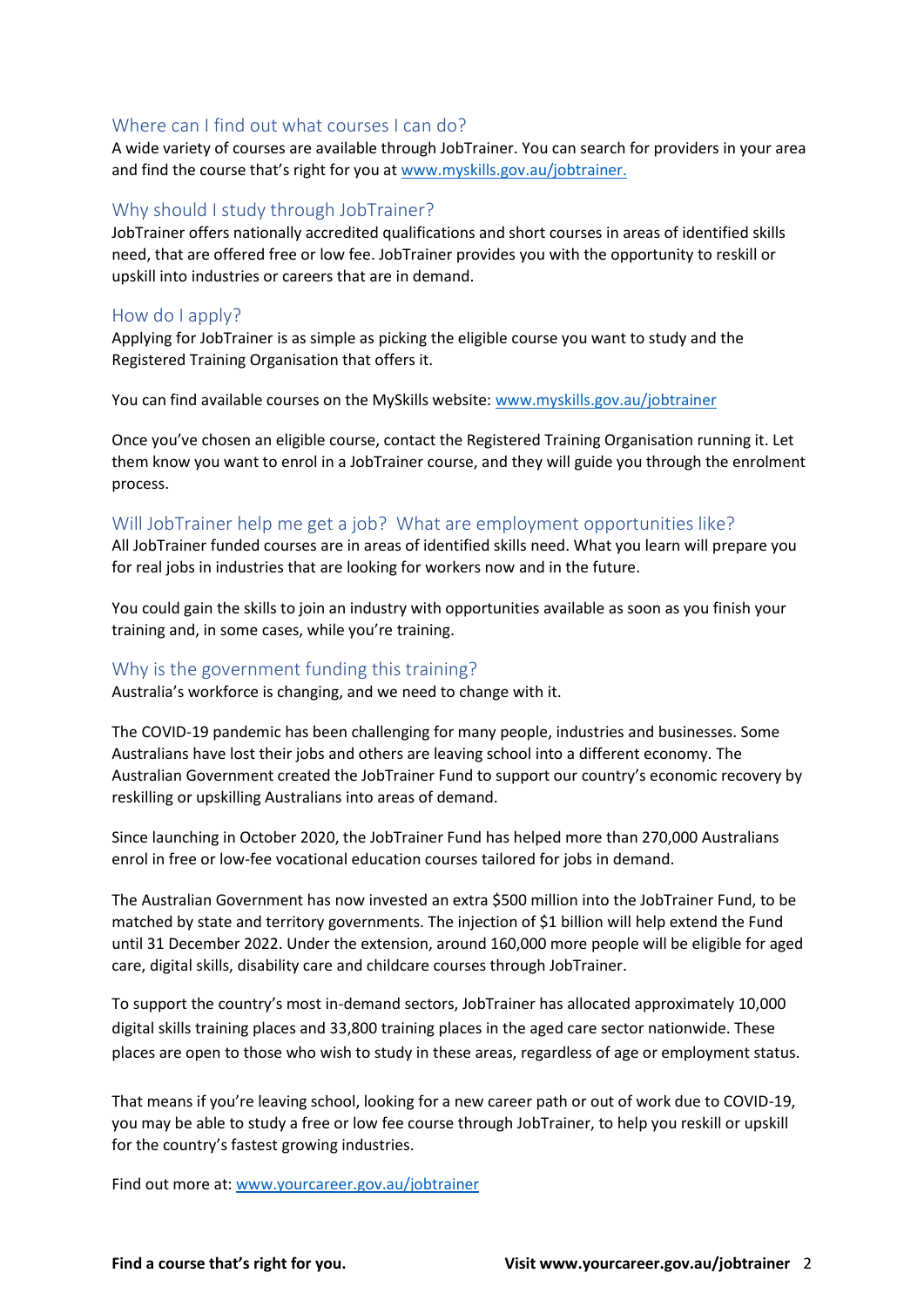## Where can I find out what courses I can do?

A wide variety of courses are available through JobTrainer. You can search for providers in your area and find the course that's right for you at [www.myskills.gov.au/jobtrainer.](http://www.myskills.gov.au/jobtrainer)

## Why should I study through JobTrainer?

JobTrainer offers nationally accredited qualifications and short courses in areas of identified skills need, that are offered free or low fee. JobTrainer provides you with the opportunity to reskill or upskill into industries or careers that are in demand.

## How do I apply?

Applying for JobTrainer is as simple as picking the eligible course you want to study and the Registered Training Organisation that offers it.

You can find available courses on the MySkills website: [www.myskills.gov.au/jobtrainer](http://www.myskills.gov.au/jobtrainer)

Once you've chosen an eligible course, contact the Registered Training Organisation running it. Let them know you want to enrol in a JobTrainer course, and they will guide you through the enrolment process.

## Will JobTrainer help me get a job? What are employment opportunities like?

All JobTrainer funded courses are in areas of identified skills need. What you learn will prepare you for real jobs in industries that are looking for workers now and in the future.

You could gain the skills to join an industry with opportunities available as soon as you finish your training and, in some cases, while you're training.

## Why is the government funding this training?

Australia's workforce is changing, and we need to change with it.

The COVID-19 pandemic has been challenging for many people, industries and businesses. Some Australians have lost their jobs and others are leaving school into a different economy. The Australian Government created the JobTrainer Fund to support our country's economic recovery by reskilling or upskilling Australians into areas of demand.

Since launching in October 2020, the JobTrainer Fund has helped more than 270,000 Australians enrol in free or low-fee vocational education courses tailored for jobs in demand.

The Australian Government has now invested an extra $500 million into the JobTrainer Fund, to be matched by state and territory governments. The injection of $1 billion will help extend the Fund until 31 December 2022. Under the extension, around 160,000 more people will be eligible for aged care, digital skills, disability care and childcare courses through JobTrainer.

To support the country's most in-demand sectors, JobTrainer has allocated approximately 10,000 digital skills training places and 33,800 training places in the aged care sector nationwide. These places are open to those who wish to study in these areas, regardless of age or employment status.

That means if you're leaving school, looking for a new career path or out of work due to COVID-19, you may be able to study a free or low fee course through JobTrainer, to help you reskill or upskill for the country's fastest growing industries.

Find out more at: [www.yourcareer.gov.au/jobtrainer](http://www.yourcareer.gov.au/jobtrainer)